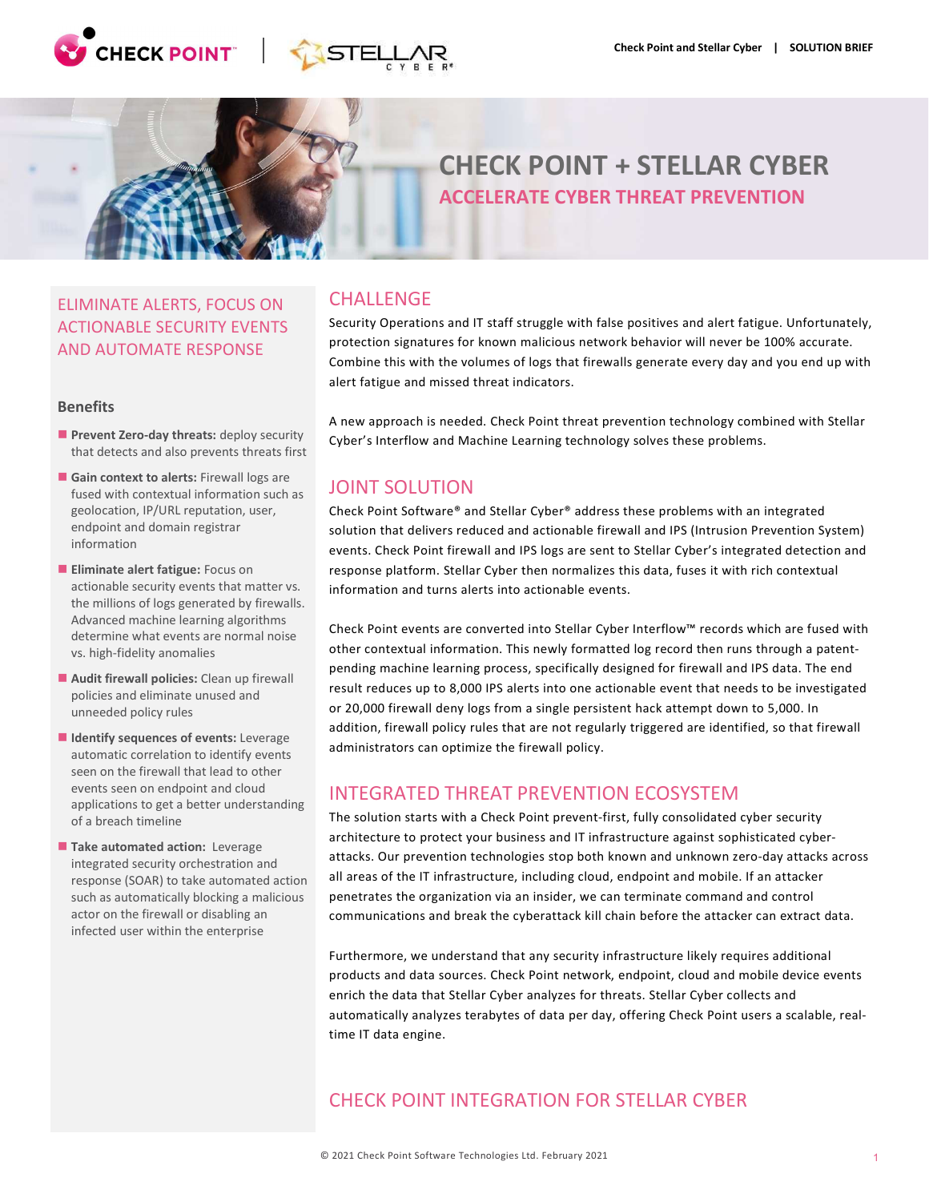# CHECK POINT + STELLAR CYBER

## ACCELERATE CYBER THREAT PREVENTION

### ELIMINATE ALERTS, FOCUS ON ACTIONABLE SECURITY EVENTS AND AUTOMATE RESPONSE

**Benefits**

- **Prevent Zero-day threats:** deploy security that detects and also prevents threats first
- **Gain context to alerts:** Firewall logs are fused with contextual information such as geolocation, IP/URL reputation, user, endpoint and domain registrar information
- **Eliminate alert fatigue:** Focus on actionable security events that matter vs. the millions of logs generated by firewalls. Advanced machine learning algorithms determine what events are normal noise vs. high-fidelity anomalies
- **Audit firewall policies:** Clean up firewall policies and eliminate unused and unneeded policy rules
- **Identify sequences of events:** Leverage automatic correlation to identify events seen on the firewall that lead to other events seen on endpoint and cloud applications to get a better understanding of a breach timeline
- **Take automated action:** Leverage integrated security orchestration and response (SOAR) to take automated action such as automatically blocking a malicious actor on the firewall or disabling an infected user within the enterprise

## CHALLENGE

Security Operations and IT staff struggle with false positives and alert fatigue. Unfortunately, protection signatures for known malicious network behavior will never be 100% accurate. Combine this with the volumes of logs that firewalls generate every day and you end up with alert fatigue and missed threat indicators.

A new approach is needed. Check Point threat prevention technology combined with Stellar Cyber's Interflow and Machine Learning technology solves these problems.

## JOINT SOLUTION

Check Point Software® and Stellar Cyber® address these problems with an integrated solution that delivers reduced and actionable firewall and IPS (Intrusion Prevention System) events. Check Point firewall and IPS logs are sent to Stellar Cyber's integrated detection and response platform. Stellar Cyber then normalizes this data, fuses it with rich contextual information and turns alerts into actionable events.

Check Point events are converted into Stellar Cyber Interflow™ records which are fused with other contextual information. This newly formatted log record then runs through a patent-pending machine learning process, specifically designed for firewall and IPS data. The end result reduces up to 8,000 IPS alerts into one actionable event that needs to be investigated or 20,000 firewall deny logs from a single persistent hack attempt down to 5,000. In addition, firewall policy rules that are not regularly triggered are identified, so that firewall administrators can optimize the firewall policy.

## INTEGRATED THREAT PREVENTION ECOSYSTEM

The solution starts with a Check Point prevent-first, fully consolidated cyber security architecture to protect your business and IT infrastructure against sophisticated cyber-attacks. Our prevention technologies stop both known and unknown zero-day attacks across all areas of the IT infrastructure, including cloud, endpoint and mobile. If an attacker penetrates the organization via an insider, we can terminate command and control communications and break the cyberattack kill chain before the attacker can extract data.

Furthermore, we understand that any security infrastructure likely requires additional products and data sources. Check Point network, endpoint, cloud and mobile device events enrich the data that Stellar Cyber analyzes for threats. Stellar Cyber collects and automatically analyzes terabytes of data per day, offering Check Point users a scalable, real-time IT data engine.

## CHECK POINT INTEGRATION FOR STELLAR CYBER

© 2021 Check Point Software Technologies Ltd. February 2021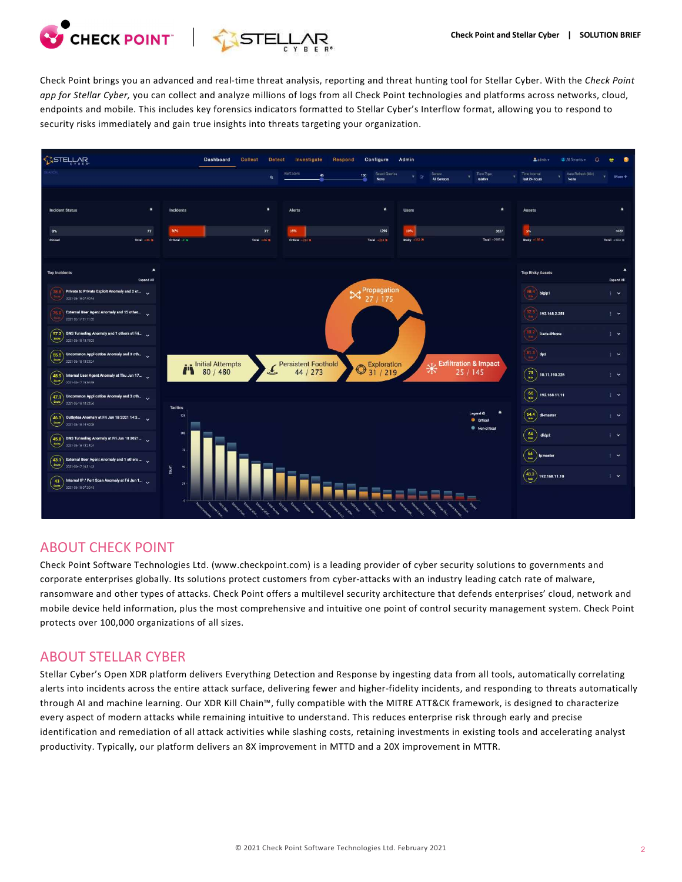Check Point brings you an advanced and real-time threat analysis, reporting and threat hunting tool for Stellar Cyber. With the *Check Point app for Stellar Cyber,* you can collect and analyze millions of logs from all Check Point technologies and platforms across networks, cloud, endpoints and mobile. This includes key forensics indicators formatted to Stellar Cyber's Interflow format, allowing you to respond to security risks immediately and gain true insights into threats targeting your organization.

## ABOUT CHECK POINT

Check Point Software Technologies Ltd. (www.checkpoint.com) is a leading provider of cyber security solutions to governments and corporate enterprises globally. Its solutions protect customers from cyber-attacks with an industry leading catch rate of malware, ransomware and other types of attacks. Check Point offers a multilevel security architecture that defends enterprises' cloud, network and mobile device held information, plus the most comprehensive and intuitive one point of control security management system. Check Point protects over 100,000 organizations of all sizes.

## ABOUT STELLAR CYBER

Stellar Cyber's Open XDR platform delivers Everything Detection and Response by ingesting data from all tools, automatically correlating alerts into incidents across the entire attack surface, delivering fewer and higher-fidelity incidents, and responding to threats automatically through AI and machine learning. Our XDR Kill Chain™, fully compatible with the MITRE ATT&CK framework, is designed to characterize every aspect of modern attacks while remaining intuitive to understand. This reduces enterprise risk through early and precise identification and remediation of all attack activities while slashing costs, retaining investments in existing tools and accelerating analyst productivity. Typically, our platform delivers an 8X improvement in MTTD and a 20X improvement in MTTR.

© 2021 Check Point Software Technologies Ltd. February 2021